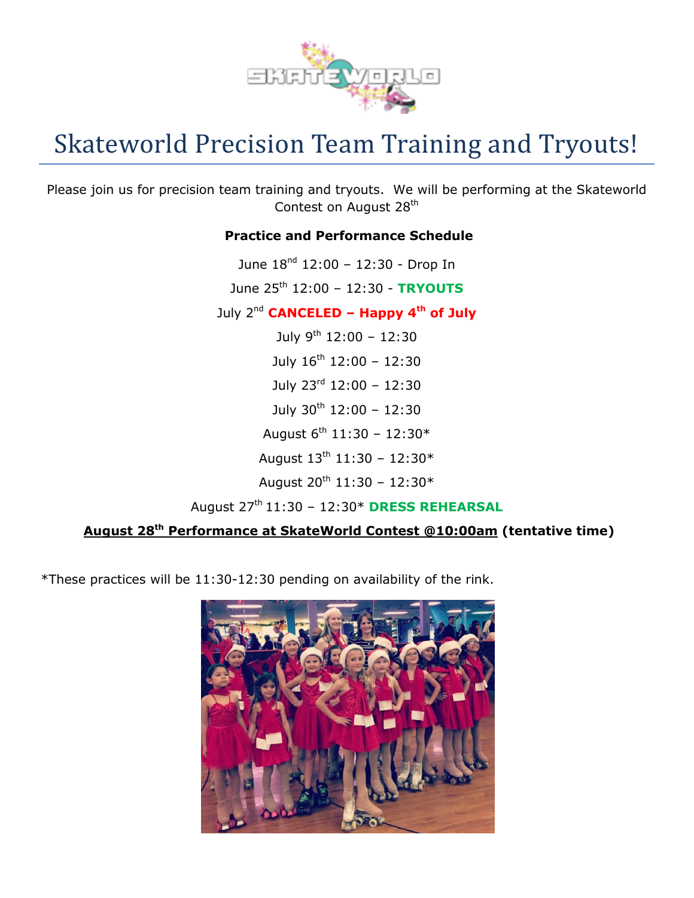# Skateworld Precision Team Training and Tryouts!

Please join us for precision team training and tryouts. We will be performing at the Skateworld Contest on August 28th

**Practice and Performance Schedule**

June 18nd 12:00 – 12:30 - Drop In

June 25th 12:00 – 12:30 - **TRYOUTS**

July 2nd **CANCELED – Happy 4th of July**

July 9th 12:00 – 12:30

July 16th 12:00 – 12:30

July 23rd 12:00 – 12:30

July 30th 12:00 – 12:30

August 6th 11:30 – 12:30*

August 13th 11:30 – 12:30*

August 20th 11:30 – 12:30*

August 27th 11:30 – 12:30* **DRESS REHEARSAL**

**August 28th Performance at SkateWorld Contest @10:00am (tentative time)**

*These practices will be 11:30-12:30 pending on availability of the rink.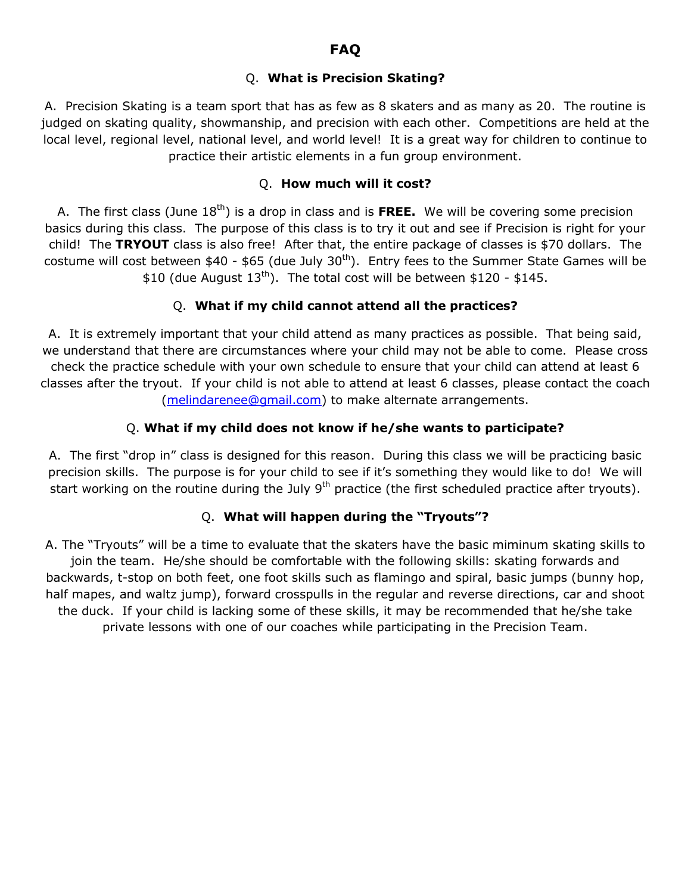## FAQ

**Q. What is Precision Skating?**

A. Precision Skating is a team sport that has as few as 8 skaters and as many as 20. The routine is judged on skating quality, showmanship, and precision with each other. Competitions are held at the local level, regional level, national level, and world level! It is a great way for children to continue to practice their artistic elements in a fun group environment.

**Q. How much will it cost?**

A. The first class (June 18th) is a drop in class and is **FREE.** We will be covering some precision basics during this class. The purpose of this class is to try it out and see if Precision is right for your child! The **TRYOUT** class is also free! After that, the entire package of classes is $70 dollars. The costume will cost between $40 - $65 (due July 30th). Entry fees to the Summer State Games will be $10 (due August 13th). The total cost will be between $120 - $145.

**Q. What if my child cannot attend all the practices?**

A. It is extremely important that your child attend as many practices as possible. That being said, we understand that there are circumstances where your child may not be able to come. Please cross check the practice schedule with your own schedule to ensure that your child can attend at least 6 classes after the tryout. If your child is not able to attend at least 6 classes, please contact the coach (melindarenee@gmail.com) to make alternate arrangements.

**Q. What if my child does not know if he/she wants to participate?**

A. The first "drop in" class is designed for this reason. During this class we will be practicing basic precision skills. The purpose is for your child to see if it's something they would like to do! We will start working on the routine during the July 9th practice (the first scheduled practice after tryouts).

**Q. What will happen during the "Tryouts"?**

A. The "Tryouts" will be a time to evaluate that the skaters have the basic miminum skating skills to join the team. He/she should be comfortable with the following skills: skating forwards and backwards, t-stop on both feet, one foot skills such as flamingo and spiral, basic jumps (bunny hop, half mapes, and waltz jump), forward crosspulls in the regular and reverse directions, car and shoot the duck. If your child is lacking some of these skills, it may be recommended that he/she take private lessons with one of our coaches while participating in the Precision Team.